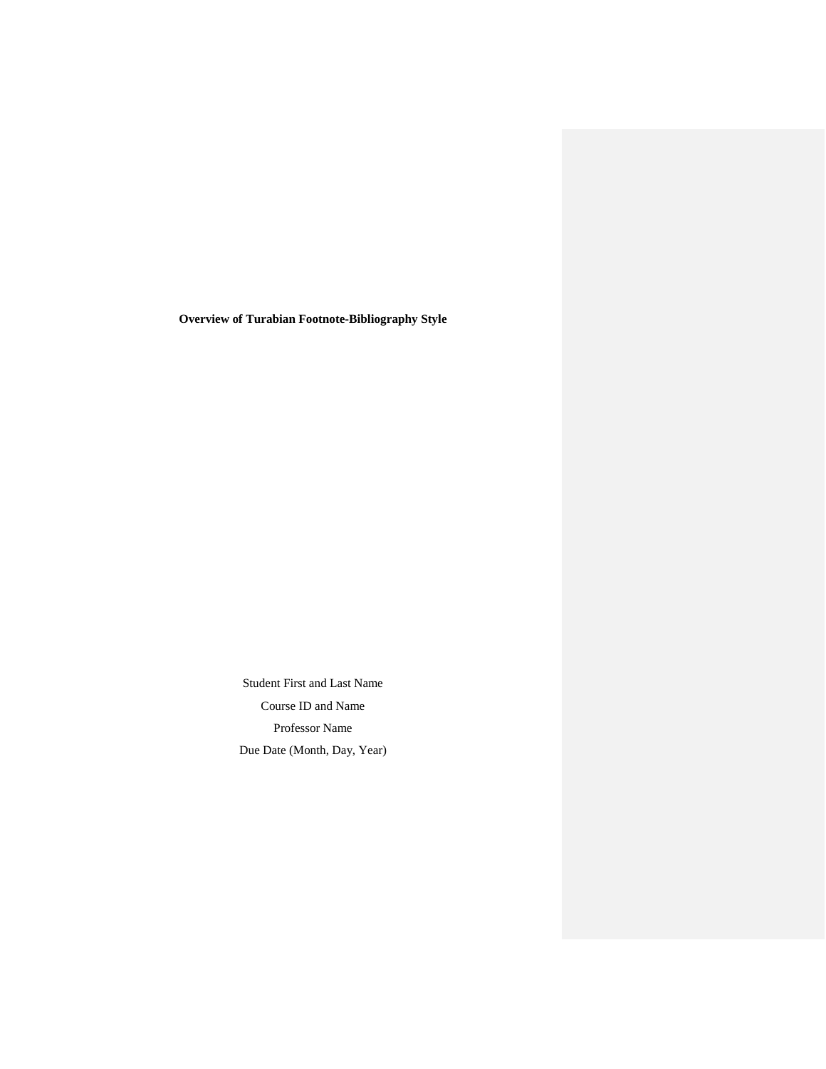**Overview of Turabian Footnote-Bibliography Style**

Student First and Last Name

Course ID and Name

Professor Name

Due Date (Month, Day, Year)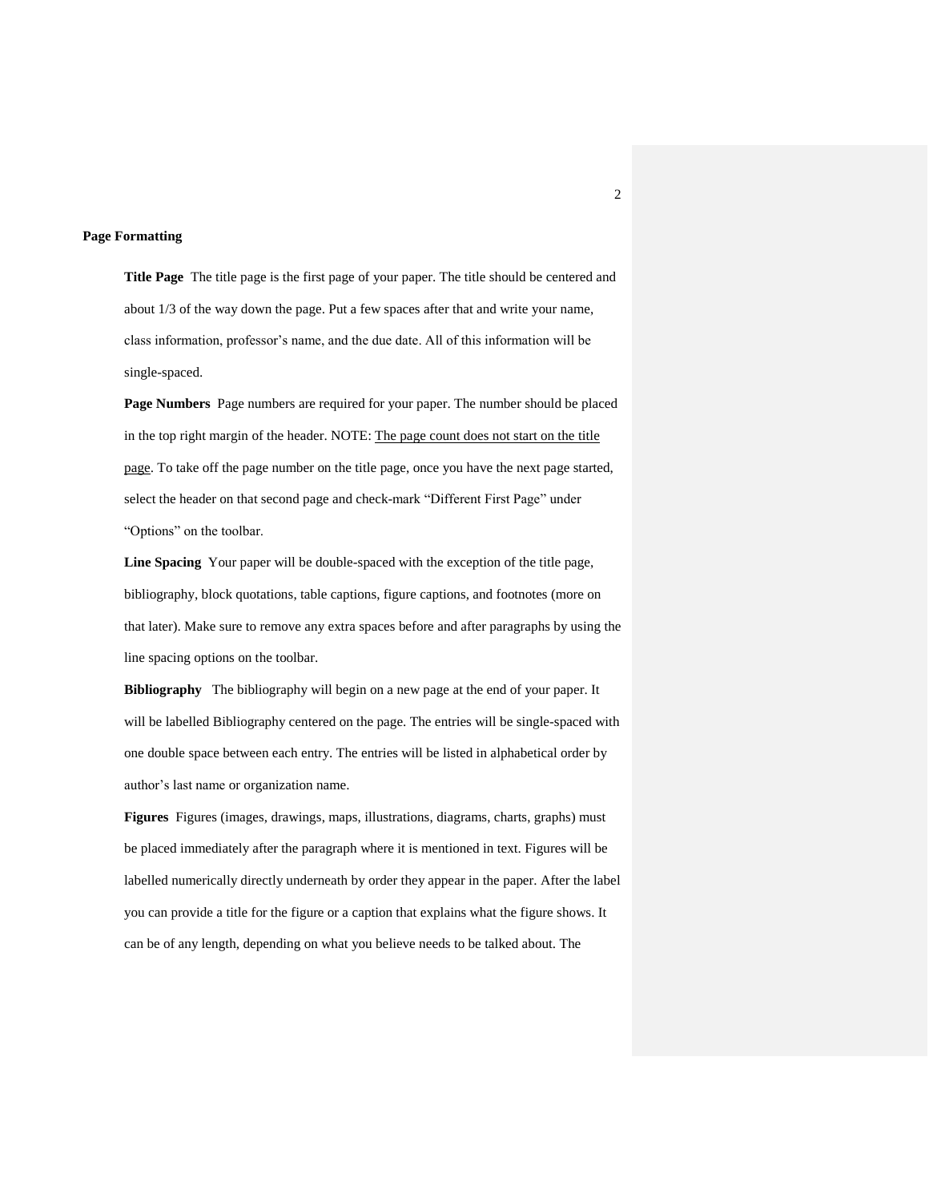**Page Formatting**

**Title Page** The title page is the first page of your paper. The title should be centered and about 1/3 of the way down the page. Put a few spaces after that and write your name, class information, professor's name, and the due date. All of this information will be single-spaced.

**Page Numbers** Page numbers are required for your paper. The number should be placed in the top right margin of the header. NOTE: <u>The page count does not start on the title page</u>. To take off the page number on the title page, once you have the next page started, select the header on that second page and check-mark "Different First Page" under "Options" on the toolbar.

**Line Spacing** Your paper will be double-spaced with the exception of the title page, bibliography, block quotations, table captions, figure captions, and footnotes (more on that later). Make sure to remove any extra spaces before and after paragraphs by using the line spacing options on the toolbar.

**Bibliography** The bibliography will begin on a new page at the end of your paper. It will be labelled Bibliography centered on the page. The entries will be single-spaced with one double space between each entry. The entries will be listed in alphabetical order by author's last name or organization name.

**Figures** Figures (images, drawings, maps, illustrations, diagrams, charts, graphs) must be placed immediately after the paragraph where it is mentioned in text. Figures will be labelled numerically directly underneath by order they appear in the paper. After the label you can provide a title for the figure or a caption that explains what the figure shows. It can be of any length, depending on what you believe needs to be talked about. The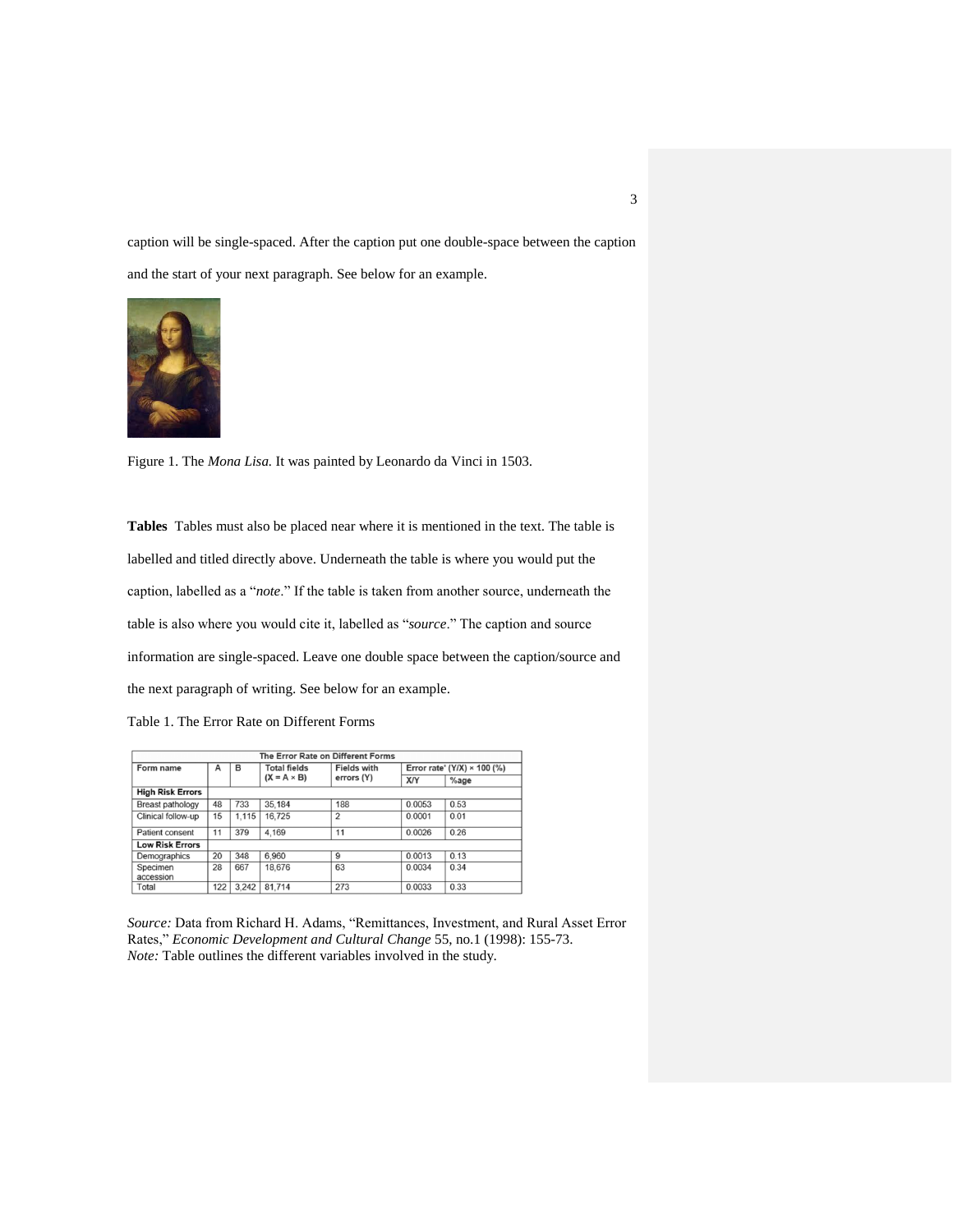caption will be single-spaced. After the caption put one double-space between the caption and the start of your next paragraph. See below for an example.

Figure 1. The *Mona Lisa.* It was painted by Leonardo da Vinci in 1503.

**Tables** Tables must also be placed near where it is mentioned in the text. The table is labelled and titled directly above. Underneath the table is where you would put the caption, labelled as a "*note*." If the table is taken from another source, underneath the table is also where you would cite it, labelled as "*source*." The caption and source information are single-spaced. Leave one double space between the caption/source and the next paragraph of writing. See below for an example.

Table 1. The Error Rate on Different Forms

| The Error Rate on Different Forms | | | | | | |
|---|---|---|---|---|---|---|
| Form name | A | B | Total fields ($X = A \times B$) | Fields with errors (Y) | Error rate* (Y/X) × 100 (%) | |
| | | | | | X/Y | %age |
| **High Risk Errors** | | | | | | |
| Breast pathology | 48 | 733 | 35,184 | 188 | 0.0053 | 0.53 |
| Clinical follow-up | 15 | 1,115 | 16,725 | 2 | 0.0001 | 0.01 |
| Patient consent | 11 | 379 | 4,169 | 11 | 0.0026 | 0.26 |
| **Low Risk Errors** | | | | | | |
| Demographics | 20 | 348 | 6,960 | 9 | 0.0013 | 0.13 |
| Specimen accession | 28 | 667 | 18,676 | 63 | 0.0034 | 0.34 |
| Total | 122 | 3,242 | 81,714 | 273 | 0.0033 | 0.33 |

*Source:* Data from Richard H. Adams, "Remittances, Investment, and Rural Asset Error Rates," *Economic Development and Cultural Change* 55, no.1 (1998): 155-73.
*Note:* Table outlines the different variables involved in the study.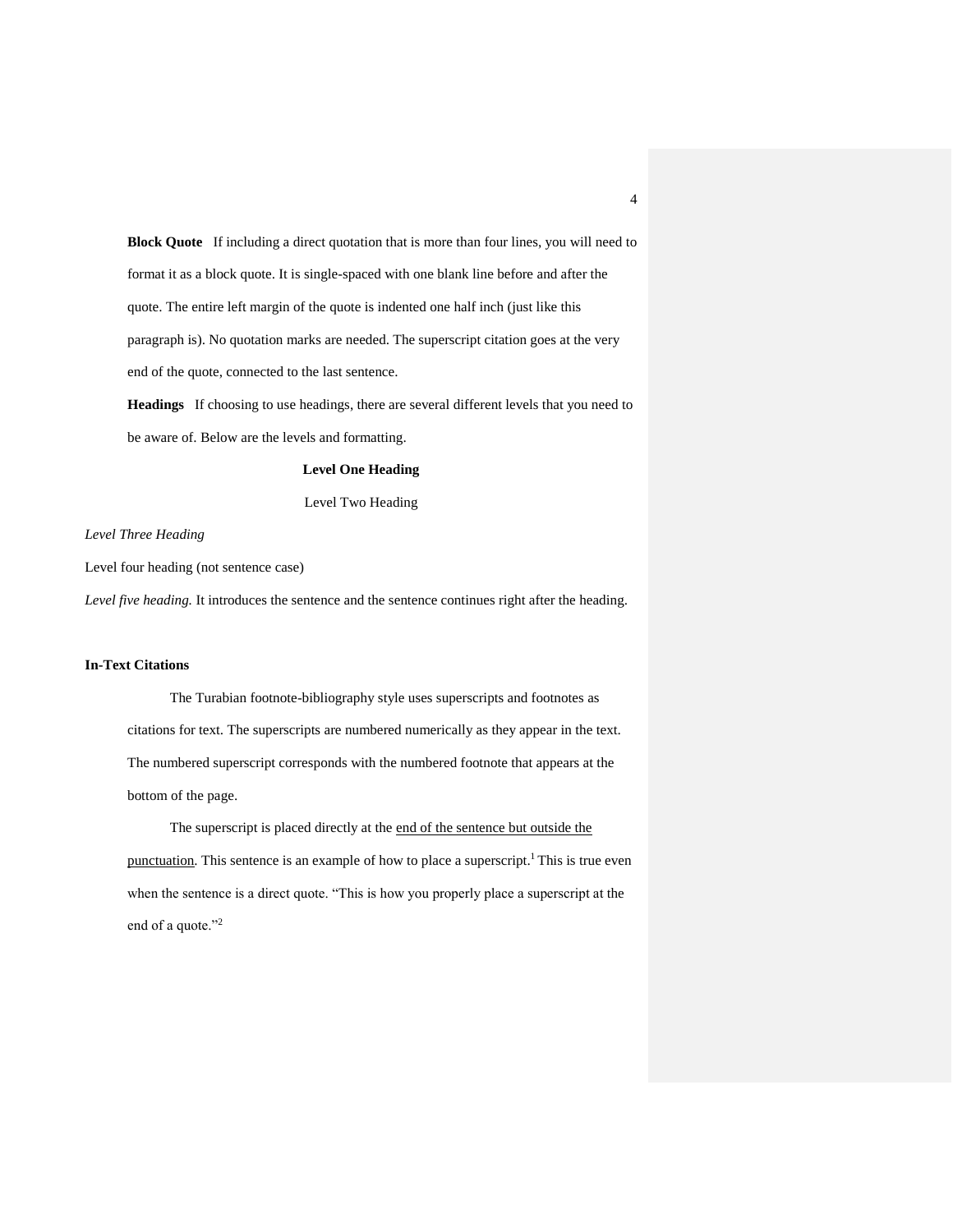**Block Quote** If including a direct quotation that is more than four lines, you will need to format it as a block quote. It is single-spaced with one blank line before and after the quote. The entire left margin of the quote is indented one half inch (just like this paragraph is). No quotation marks are needed. The superscript citation goes at the very end of the quote, connected to the last sentence.

**Headings** If choosing to use headings, there are several different levels that you need to be aware of. Below are the levels and formatting.

**Level One Heading**

Level Two Heading

*Level Three Heading*

Level four heading (not sentence case)

*Level five heading.* It introduces the sentence and the sentence continues right after the heading.

**In-Text Citations**

The Turabian footnote-bibliography style uses superscripts and footnotes as citations for text. The superscripts are numbered numerically as they appear in the text. The numbered superscript corresponds with the numbered footnote that appears at the bottom of the page.

The superscript is placed directly at the <u>end of the sentence but outside the punctuation</u>. This sentence is an example of how to place a superscript.[1] This is true even when the sentence is a direct quote. "This is how you properly place a superscript at the end of a quote."[2]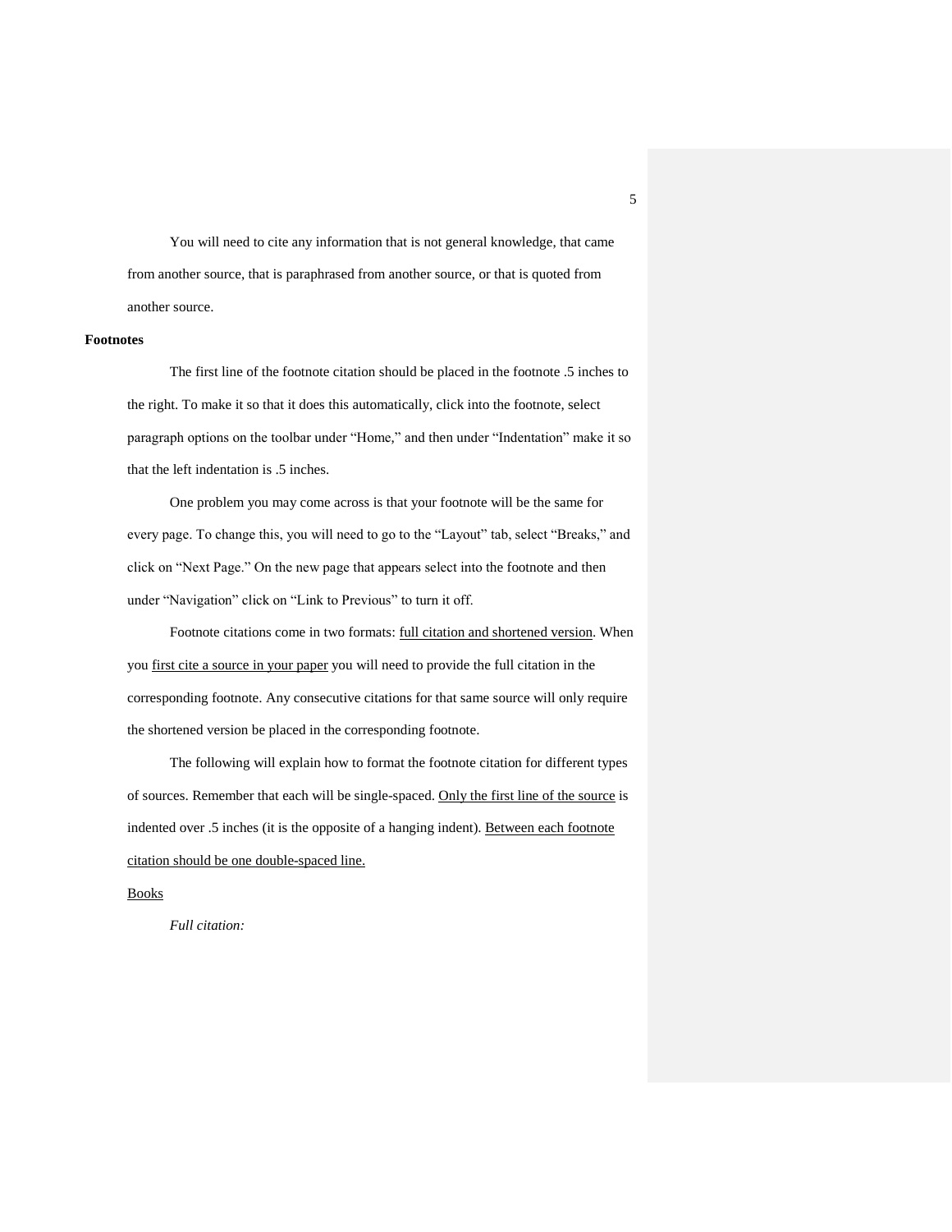You will need to cite any information that is not general knowledge, that came from another source, that is paraphrased from another source, or that is quoted from another source.

**Footnotes**

The first line of the footnote citation should be placed in the footnote .5 inches to the right. To make it so that it does this automatically, click into the footnote, select paragraph options on the toolbar under "Home," and then under "Indentation" make it so that the left indentation is .5 inches.

One problem you may come across is that your footnote will be the same for every page. To change this, you will need to go to the "Layout" tab, select "Breaks," and click on "Next Page." On the new page that appears select into the footnote and then under "Navigation" click on "Link to Previous" to turn it off.

Footnote citations come in two formats: <u>full citation and shortened version</u>. When you <u>first cite a source in your paper</u> you will need to provide the full citation in the corresponding footnote. Any consecutive citations for that same source will only require the shortened version be placed in the corresponding footnote.

The following will explain how to format the footnote citation for different types of sources. Remember that each will be single-spaced. <u>Only the first line of the source</u> is indented over .5 inches (it is the opposite of a hanging indent). <u>Between each footnote citation should be one double-spaced line.</u>

<u>Books</u>

*Full citation:*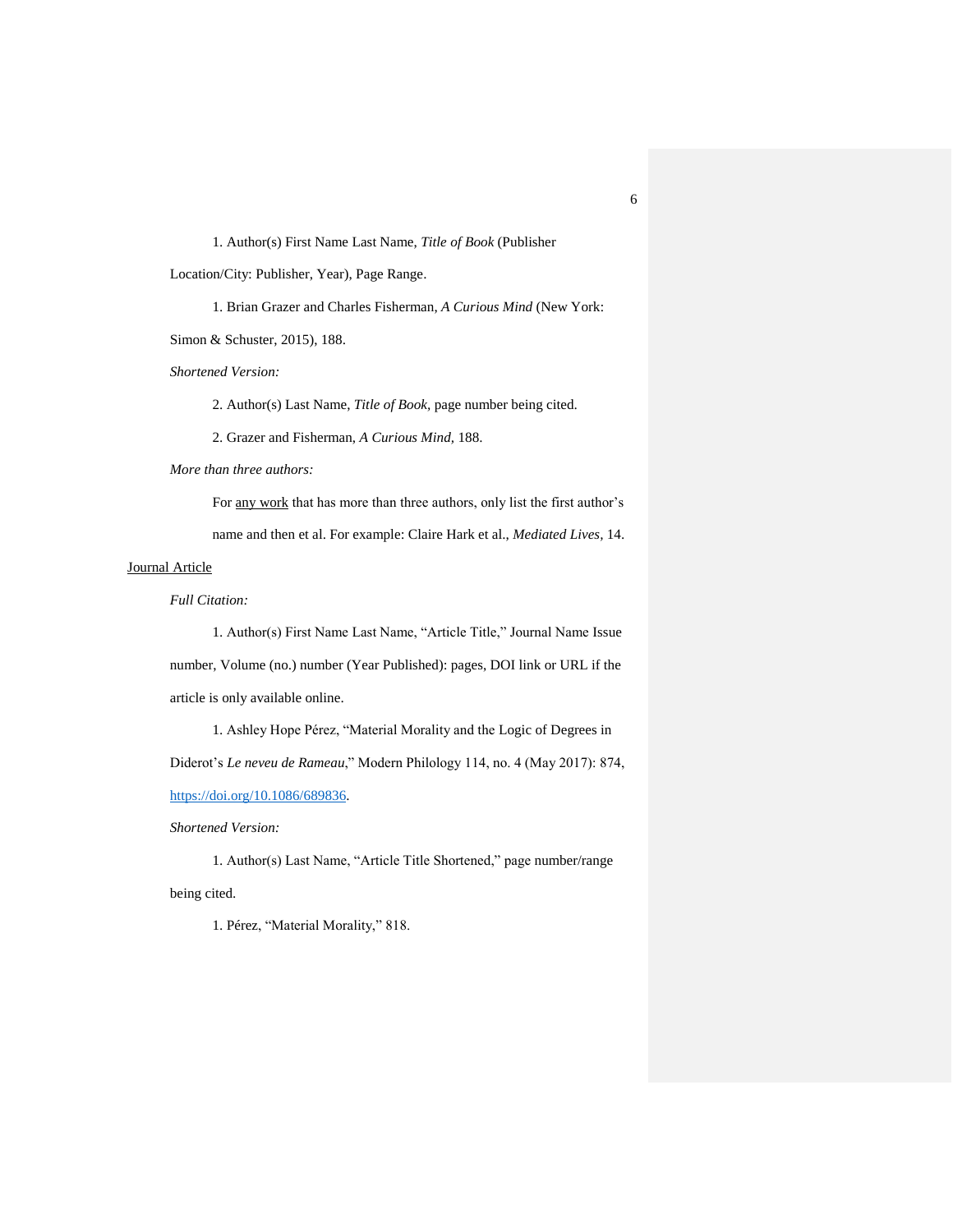1. Author(s) First Name Last Name, *Title of Book* (Publisher Location/City: Publisher, Year), Page Range.

1. Brian Grazer and Charles Fisherman, *A Curious Mind* (New York: Simon & Schuster, 2015), 188.

*Shortened Version:*

2. Author(s) Last Name, *Title of Book,* page number being cited.

2. Grazer and Fisherman, *A Curious Mind,* 188.

*More than three authors:*

For any work that has more than three authors, only list the first author's name and then et al. For example: Claire Hark et al., *Mediated Lives,* 14.

Journal Article

*Full Citation:*

1. Author(s) First Name Last Name, "Article Title," Journal Name Issue number, Volume (no.) number (Year Published): pages, DOI link or URL if the article is only available online.

1. Ashley Hope Pérez, "Material Morality and the Logic of Degrees in Diderot's *Le neveu de Rameau*," Modern Philology 114, no. 4 (May 2017): 874, https://doi.org/10.1086/689836.

*Shortened Version:*

1. Author(s) Last Name, "Article Title Shortened," page number/range being cited.

1. Pérez, "Material Morality," 818.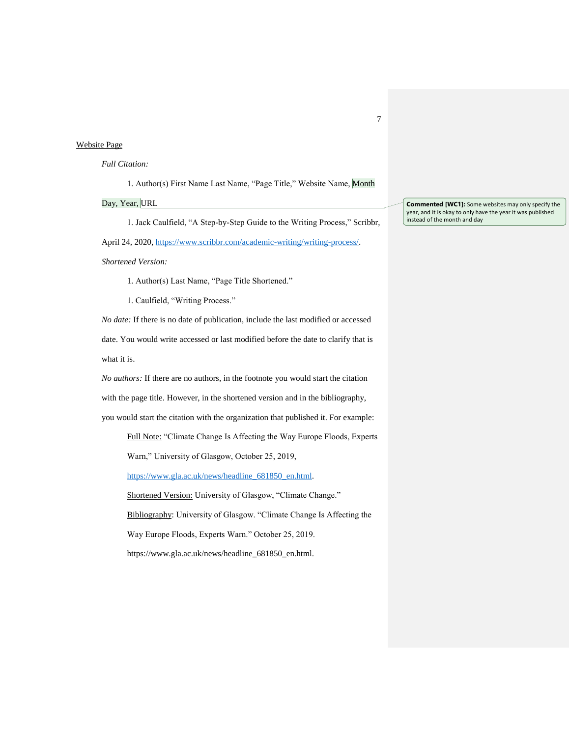Website Page

*Full Citation:*

1. Author(s) First Name Last Name, "Page Title," Website Name, Month Day, Year, URL

Commented [WC1]: Some websites may only specify the year, and it is okay to only have the year it was published instead of the month and day

1. Jack Caulfield, "A Step-by-Step Guide to the Writing Process," Scribbr, April 24, 2020, https://www.scribbr.com/academic-writing/writing-process/.

*Shortened Version:*

1. Author(s) Last Name, "Page Title Shortened."

1. Caulfield, "Writing Process."

*No date:* If there is no date of publication, include the last modified or accessed date. You would write accessed or last modified before the date to clarify that is what it is.

*No authors:* If there are no authors, in the footnote you would start the citation with the page title. However, in the shortened version and in the bibliography, you would start the citation with the organization that published it. For example:

Full Note: "Climate Change Is Affecting the Way Europe Floods, Experts Warn," University of Glasgow, October 25, 2019, https://www.gla.ac.uk/news/headline_681850_en.html.

Shortened Version: University of Glasgow, "Climate Change."

Bibliography: University of Glasgow. "Climate Change Is Affecting the Way Europe Floods, Experts Warn." October 25, 2019. https://www.gla.ac.uk/news/headline_681850_en.html.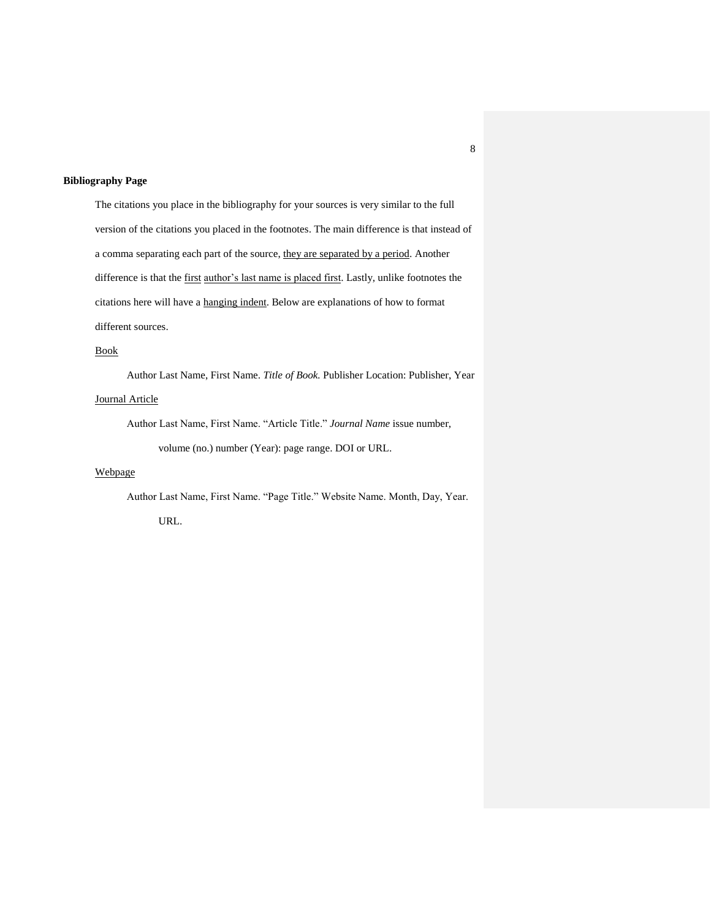**Bibliography Page**

The citations you place in the bibliography for your sources is very similar to the full version of the citations you placed in the footnotes. The main difference is that instead of a comma separating each part of the source, <u>they are separated by a period</u>. Another difference is that the <u>first</u> <u>author's last name is placed first</u>. Lastly, unlike footnotes the citations here will have a <u>hanging indent</u>. Below are explanations of how to format different sources.

<u>Book</u>

Author Last Name, First Name. *Title of Book.* Publisher Location: Publisher, Year

<u>Journal Article</u>

Author Last Name, First Name. "Article Title." *Journal Name* issue number, volume (no.) number (Year): page range. DOI or URL.

<u>Webpage</u>

Author Last Name, First Name. "Page Title." Website Name. Month, Day, Year. URL.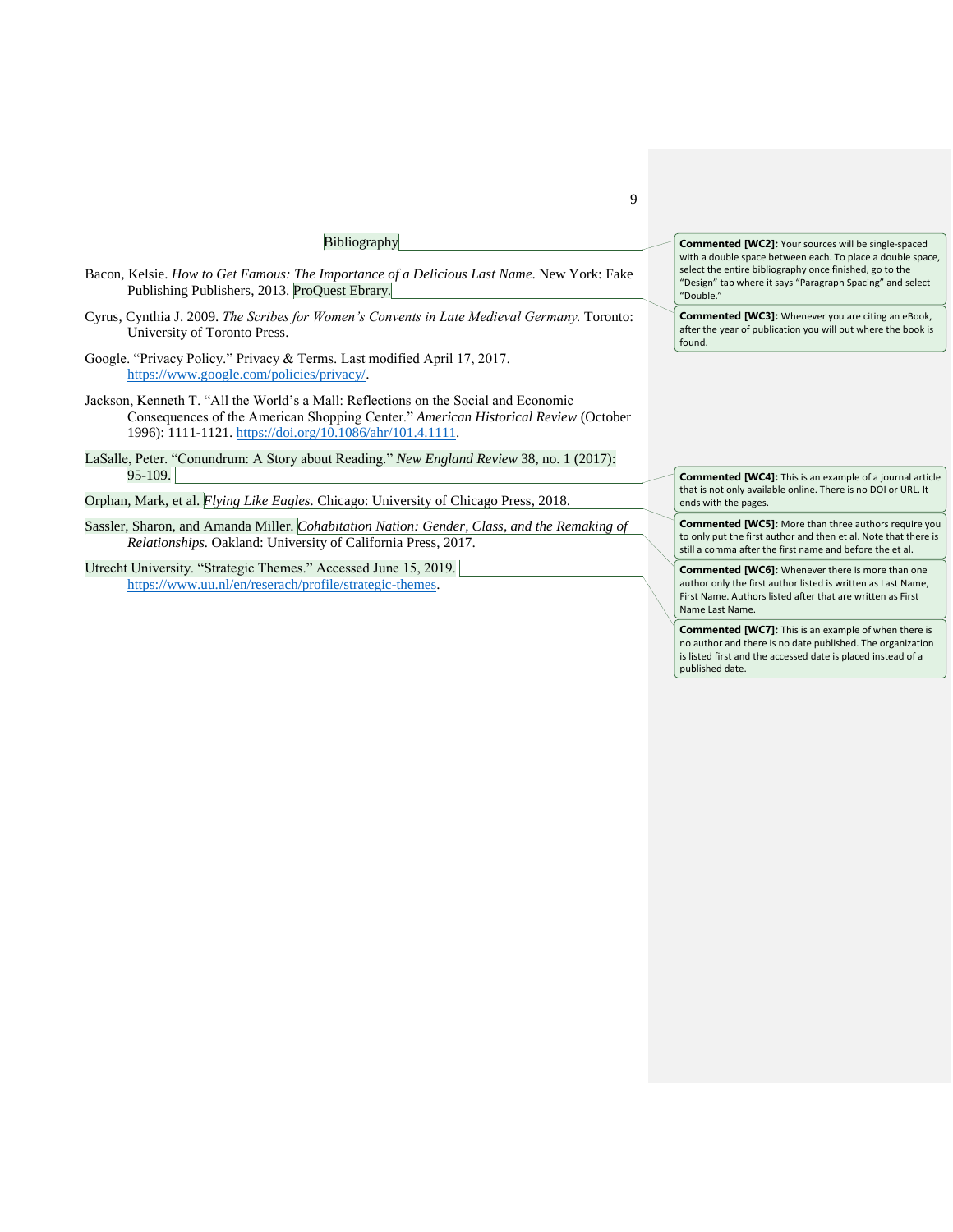# Bibliography

Bacon, Kelsie. *How to Get Famous: The Importance of a Delicious Last Name*. New York: Fake Publishing Publishers, 2013. ProQuest Ebrary.

Cyrus, Cynthia J. 2009. *The Scribes for Women's Convents in Late Medieval Germany.* Toronto: University of Toronto Press.

Google. "Privacy Policy." Privacy & Terms. Last modified April 17, 2017. https://www.google.com/policies/privacy/.

Jackson, Kenneth T. "All the World's a Mall: Reflections on the Social and Economic Consequences of the American Shopping Center." *American Historical Review* (October 1996): 1111-1121. https://doi.org/10.1086/ahr/101.4.1111.

LaSalle, Peter. "Conundrum: A Story about Reading." *New England Review* 38, no. 1 (2017): 95-109.

Orphan, Mark, et al. *Flying Like Eagles*. Chicago: University of Chicago Press, 2018.

Sassler, Sharon, and Amanda Miller. *Cohabitation Nation: Gender, Class, and the Remaking of Relationships.* Oakland: University of California Press, 2017.

Utrecht University. "Strategic Themes." Accessed June 15, 2019. https://www.uu.nl/en/reserach/profile/strategic-themes.

**Commented [WC2]:** Your sources will be single-spaced with a double space between each. To place a double space, select the entire bibliography once finished, go to the "Design" tab where it says "Paragraph Spacing" and select "Double."

**Commented [WC3]:** Whenever you are citing an eBook, after the year of publication you will put where the book is found.

**Commented [WC4]:** This is an example of a journal article that is not only available online. There is no DOI or URL. It ends with the pages.

**Commented [WC5]:** More than three authors require you to only put the first author and then et al. Note that there is still a comma after the first name and before the et al.

**Commented [WC6]:** Whenever there is more than one author only the first author listed is written as Last Name, First Name. Authors listed after that are written as First Name Last Name.

**Commented [WC7]:** This is an example of when there is no author and there is no date published. The organization is listed first and the accessed date is placed instead of a published date.